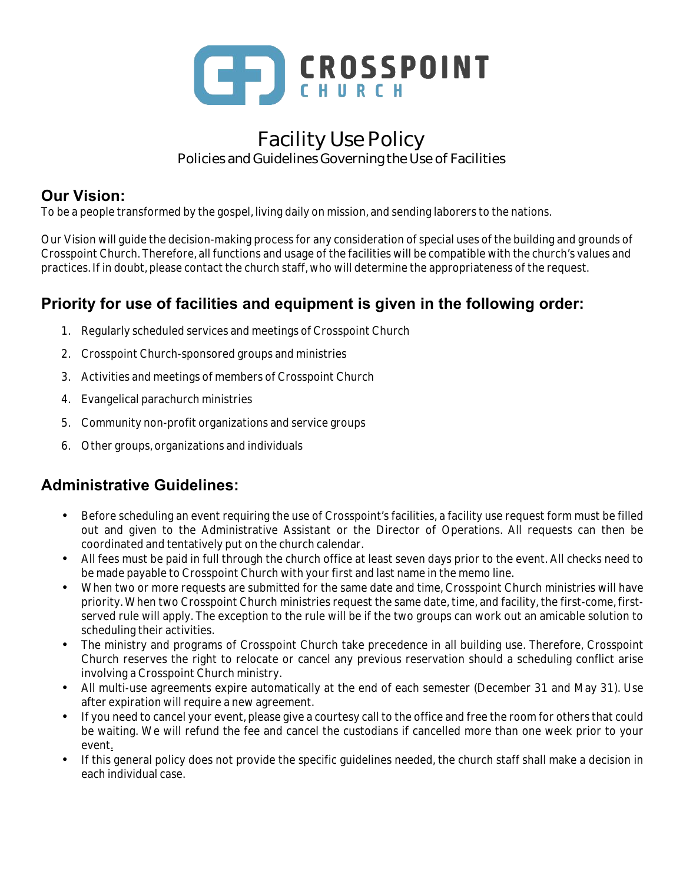# CROSSPOINT CHURCH

# Facility Use Policy

Policies and Guidelines Governing the Use of Facilities

## Our Vision:

To be a people transformed by the gospel, living daily on mission, and sending laborers to the nations.

Our Vision will guide the decision-making process for any consideration of special uses of the building and grounds of Crosspoint Church. Therefore, all functions and usage of the facilities will be compatible with the church's values and practices. If in doubt, please contact the church staff, who will determine the appropriateness of the request.

## Priority for use of facilities and equipment is given in the following order:

1. Regularly scheduled services and meetings of Crosspoint Church
2. Crosspoint Church-sponsored groups and ministries
3. Activities and meetings of members of Crosspoint Church
4. Evangelical parachurch ministries
5. Community non-profit organizations and service groups
6. Other groups, organizations and individuals

## Administrative Guidelines:

- Before scheduling an event requiring the use of Crosspoint's facilities, a facility use request form must be filled out and given to the Administrative Assistant or the Director of Operations. All requests can then be coordinated and tentatively put on the church calendar.
- All fees must be paid in full through the church office at least seven days prior to the event. All checks need to be made payable to Crosspoint Church with your first and last name in the memo line.
- When two or more requests are submitted for the same date and time, Crosspoint Church ministries will have priority. When two Crosspoint Church ministries request the same date, time, and facility, the first-come, first-served rule will apply. The exception to the rule will be if the two groups can work out an amicable solution to scheduling their activities.
- The ministry and programs of Crosspoint Church take precedence in all building use. Therefore, Crosspoint Church reserves the right to relocate or cancel any previous reservation should a scheduling conflict arise involving a Crosspoint Church ministry.
- All multi-use agreements expire automatically at the end of each semester (December 31 and May 31). Use after expiration will require a new agreement.
- If you need to cancel your event, please give a courtesy call to the office and free the room for others that could be waiting. We will refund the fee and cancel the custodians if cancelled more than one week prior to your event.
- If this general policy does not provide the specific guidelines needed, the church staff shall make a decision in each individual case.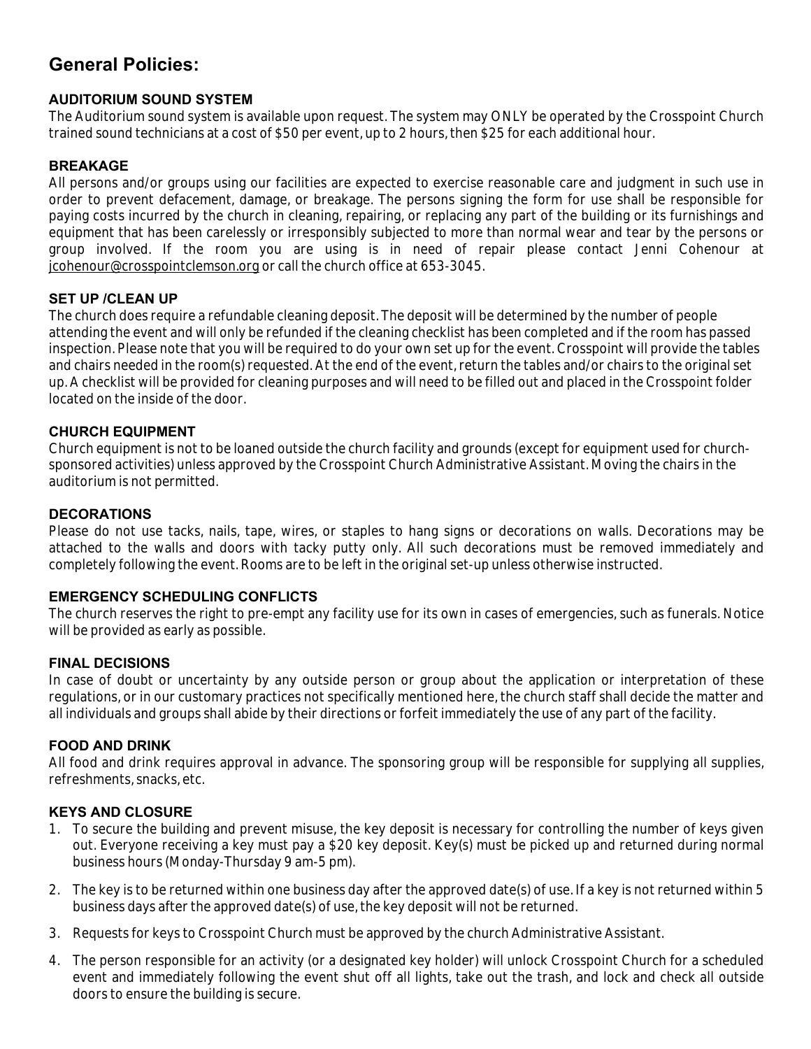## General Policies:

### AUDITORIUM SOUND SYSTEM

The Auditorium sound system is available upon request. The system may ONLY be operated by the Crosspoint Church trained sound technicians at a cost of $50 per event, up to 2 hours, then $25 for each additional hour.

### BREAKAGE

All persons and/or groups using our facilities are expected to exercise reasonable care and judgment in such use in order to prevent defacement, damage, or breakage. The persons signing the form for use shall be responsible for paying costs incurred by the church in cleaning, repairing, or replacing any part of the building or its furnishings and equipment that has been carelessly or irresponsibly subjected to more than normal wear and tear by the persons or group involved. If the room you are using is in need of repair please contact Jenni Cohenour at jcohenour@crosspointclemson.org or call the church office at 653-3045.

### SET UP /CLEAN UP

The church does require a refundable cleaning deposit. The deposit will be determined by the number of people attending the event and will only be refunded if the cleaning checklist has been completed and if the room has passed inspection. Please note that you will be required to do your own set up for the event. Crosspoint will provide the tables and chairs needed in the room(s) requested. At the end of the event, return the tables and/or chairs to the original set up. A checklist will be provided for cleaning purposes and will need to be filled out and placed in the Crosspoint folder located on the inside of the door.

### CHURCH EQUIPMENT

Church equipment is not to be loaned outside the church facility and grounds (except for equipment used for church-sponsored activities) unless approved by the Crosspoint Church Administrative Assistant. Moving the chairs in the auditorium is not permitted.

### DECORATIONS

Please do not use tacks, nails, tape, wires, or staples to hang signs or decorations on walls. Decorations may be attached to the walls and doors with tacky putty only. All such decorations must be removed immediately and completely following the event. Rooms are to be left in the original set-up unless otherwise instructed.

### EMERGENCY SCHEDULING CONFLICTS

The church reserves the right to pre-empt any facility use for its own in cases of emergencies, such as funerals. Notice will be provided as early as possible.

### FINAL DECISIONS

In case of doubt or uncertainty by any outside person or group about the application or interpretation of these regulations, or in our customary practices not specifically mentioned here, the church staff shall decide the matter and all individuals and groups shall abide by their directions or forfeit immediately the use of any part of the facility.

### FOOD AND DRINK

All food and drink requires approval in advance. The sponsoring group will be responsible for supplying all supplies, refreshments, snacks, etc.

### KEYS AND CLOSURE

1. To secure the building and prevent misuse, the key deposit is necessary for controlling the number of keys given out. Everyone receiving a key must pay a $20 key deposit. Key(s) must be picked up and returned during normal business hours (Monday-Thursday 9 am-5 pm).

2. The key is to be returned within one business day after the approved date(s) of use. If a key is not returned within 5 business days after the approved date(s) of use, the key deposit will not be returned.

3. Requests for keys to Crosspoint Church must be approved by the church Administrative Assistant.

4. The person responsible for an activity (or a designated key holder) will unlock Crosspoint Church for a scheduled event and immediately following the event shut off all lights, take out the trash, and lock and check all outside doors to ensure the building is secure.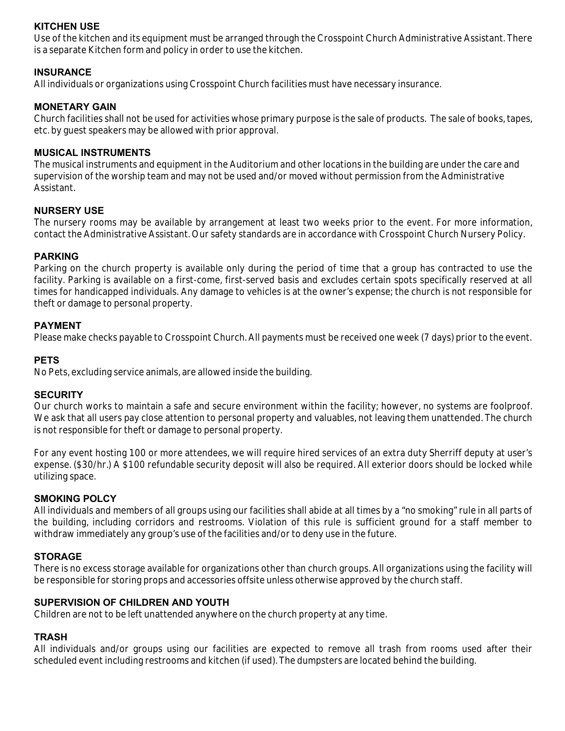### KITCHEN USE

Use of the kitchen and its equipment must be arranged through the Crosspoint Church Administrative Assistant. There is a separate Kitchen form and policy in order to use the kitchen.

### INSURANCE

All individuals or organizations using Crosspoint Church facilities must have necessary insurance.

### MONETARY GAIN

Church facilities shall not be used for activities whose primary purpose is the sale of products. The sale of books, tapes, etc. by guest speakers may be allowed with prior approval.

### MUSICAL INSTRUMENTS

The musical instruments and equipment in the Auditorium and other locations in the building are under the care and supervision of the worship team and may not be used and/or moved without permission from the Administrative Assistant.

### NURSERY USE

The nursery rooms may be available by arrangement at least two weeks prior to the event. For more information, contact the Administrative Assistant. Our safety standards are in accordance with Crosspoint Church Nursery Policy.

### PARKING

Parking on the church property is available only during the period of time that a group has contracted to use the facility. Parking is available on a first-come, first-served basis and excludes certain spots specifically reserved at all times for handicapped individuals. Any damage to vehicles is at the owner's expense; the church is not responsible for theft or damage to personal property.

### PAYMENT

Please make checks payable to Crosspoint Church. All payments must be received one week (7 days) prior to the event.

### PETS

No Pets, excluding service animals, are allowed inside the building.

### SECURITY

Our church works to maintain a safe and secure environment within the facility; however, no systems are foolproof. We ask that all users pay close attention to personal property and valuables, not leaving them unattended. The church is not responsible for theft or damage to personal property.

For any event hosting 100 or more attendees, we will require hired services of an extra duty Sherriff deputy at user's expense. ($30/hr.) A $100 refundable security deposit will also be required. All exterior doors should be locked while utilizing space.

### SMOKING POLCY

All individuals and members of all groups using our facilities shall abide at all times by a "no smoking" rule in all parts of the building, including corridors and restrooms. Violation of this rule is sufficient ground for a staff member to withdraw immediately any group's use of the facilities and/or to deny use in the future.

### STORAGE

There is no excess storage available for organizations other than church groups. All organizations using the facility will be responsible for storing props and accessories offsite unless otherwise approved by the church staff.

### SUPERVISION OF CHILDREN AND YOUTH

Children are not to be left unattended anywhere on the church property at any time.

### TRASH

All individuals and/or groups using our facilities are expected to remove all trash from rooms used after their scheduled event including restrooms and kitchen (if used). The dumpsters are located behind the building.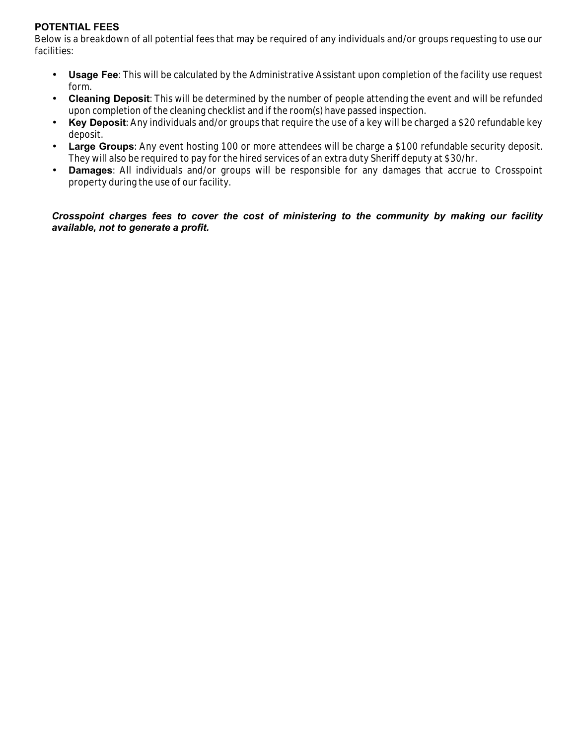## POTENTIAL FEES

Below is a breakdown of all potential fees that may be required of any individuals and/or groups requesting to use our facilities:

- **Usage Fee**: This will be calculated by the Administrative Assistant upon completion of the facility use request form.
- **Cleaning Deposit**: This will be determined by the number of people attending the event and will be refunded upon completion of the cleaning checklist and if the room(s) have passed inspection.
- **Key Deposit**: Any individuals and/or groups that require the use of a key will be charged a $20 refundable key deposit.
- **Large Groups**: Any event hosting 100 or more attendees will be charge a $100 refundable security deposit. They will also be required to pay for the hired services of an extra duty Sheriff deputy at $30/hr.
- **Damages**: All individuals and/or groups will be responsible for any damages that accrue to Crosspoint property during the use of our facility.

***Crosspoint charges fees to cover the cost of ministering to the community by making our facility available, not to generate a profit.***